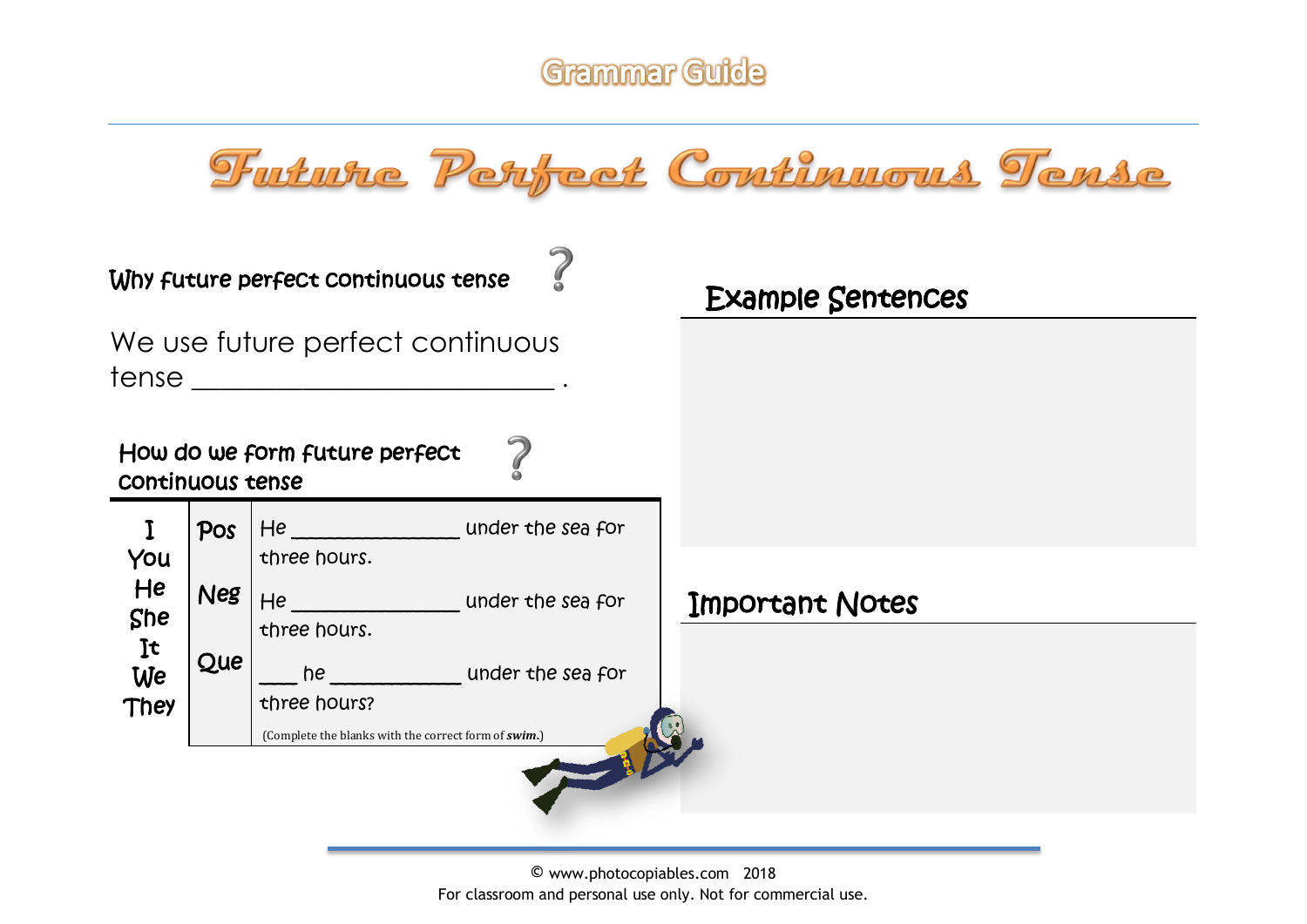Grammar Guide

# Future Perfect Continuous Tense

### Why future perfect continuous tense ?

We use future perfect continuous tense __________________________ .

### How do we form future perfect continuous tense ?

| I You He She It We They | | |
|---|---|---|
| | Pos | He _______________ under the sea for three hours. |
| | Neg | He _______________ under the sea for three hours. |
| | Que | ___ he ____________ under the sea for three hours? |

(Complete the blanks with the correct form of ***swim***.)

## Example Sentences

## Important Notes

© www.photocopiables.com 2018
For classroom and personal use only. Not for commercial use.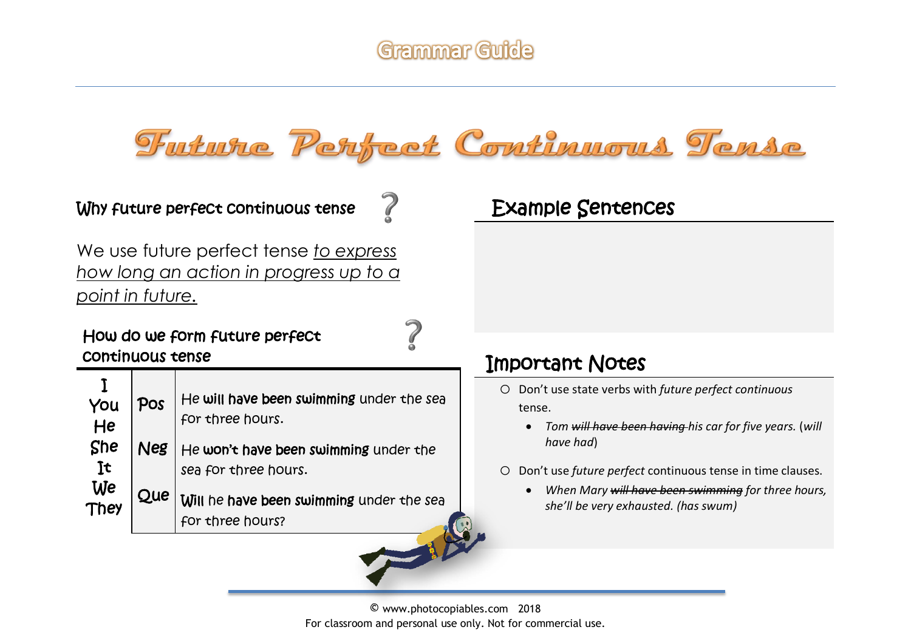# Future Perfect Continuous Tense

### Why future perfect continuous tense ?

We use future perfect tense <u>*to express how long an action in progress up to a point in future.*</u>

### How do we form future perfect continuous tense ?

| | | |
|---|---|---|
| I<br>You<br>He<br>She<br>It<br>We<br>They | Pos | He **will have been swimming** under the sea for three hours. |
| | Neg | He **won't have been swimming** under the sea for three hours. |
| | Que | **Will** he **have been swimming** under the sea for three hours? |

## Example Sentences

## Important Notes

- Don't use state verbs with *future perfect continuous* tense.
  - *Tom ~~will have been having~~ his car for five years.* (*will have had*)
- Don't use *future perfect* continuous tense in time clauses.
  - *When Mary ~~will have been swimming~~ for three hours, she'll be very exhausted. (has swum)*

© www.photocopiables.com 2018
For classroom and personal use only. Not for commercial use.